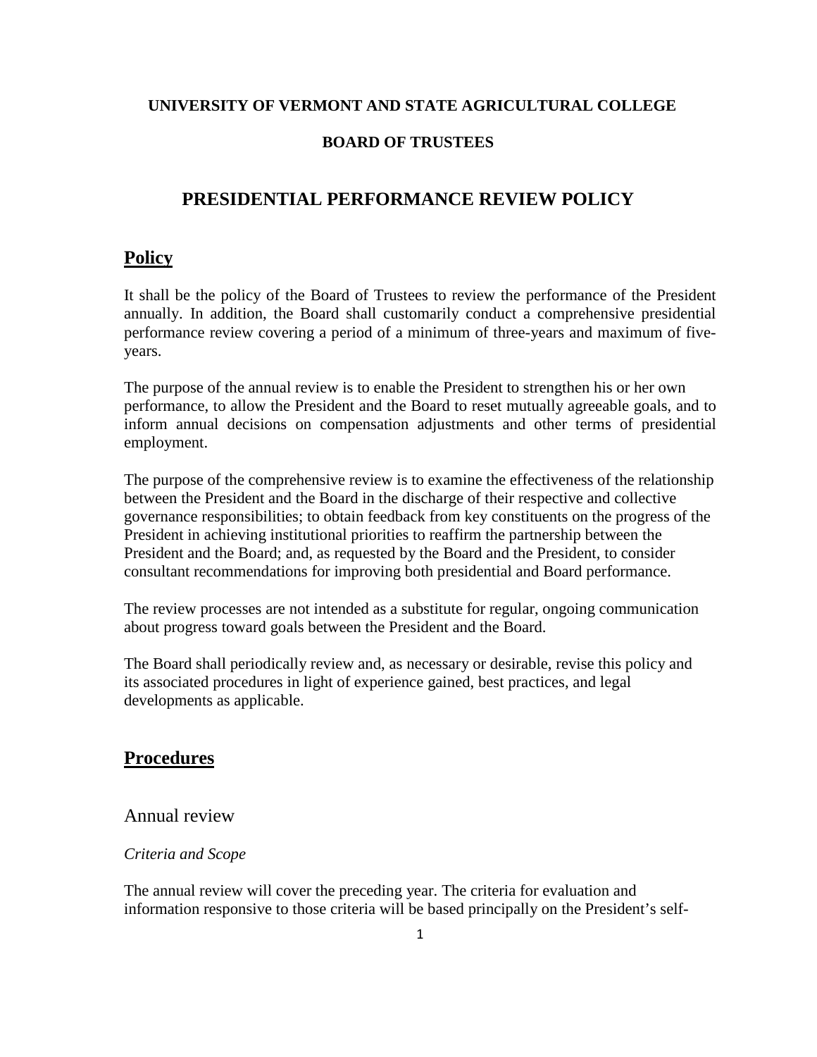**UNIVERSITY OF VERMONT AND STATE AGRICULTURAL COLLEGE**

**BOARD OF TRUSTEES**

# PRESIDENTIAL PERFORMANCE REVIEW POLICY

## Policy

It shall be the policy of the Board of Trustees to review the performance of the President annually. In addition, the Board shall customarily conduct a comprehensive presidential performance review covering a period of a minimum of three-years and maximum of five-years.

The purpose of the annual review is to enable the President to strengthen his or her own performance, to allow the President and the Board to reset mutually agreeable goals, and to inform annual decisions on compensation adjustments and other terms of presidential employment.

The purpose of the comprehensive review is to examine the effectiveness of the relationship between the President and the Board in the discharge of their respective and collective governance responsibilities; to obtain feedback from key constituents on the progress of the President in achieving institutional priorities to reaffirm the partnership between the President and the Board; and, as requested by the Board and the President, to consider consultant recommendations for improving both presidential and Board performance.

The review processes are not intended as a substitute for regular, ongoing communication about progress toward goals between the President and the Board.

The Board shall periodically review and, as necessary or desirable, revise this policy and its associated procedures in light of experience gained, best practices, and legal developments as applicable.

## Procedures

### Annual review

*Criteria and Scope*

The annual review will cover the preceding year. The criteria for evaluation and information responsive to those criteria will be based principally on the President's self-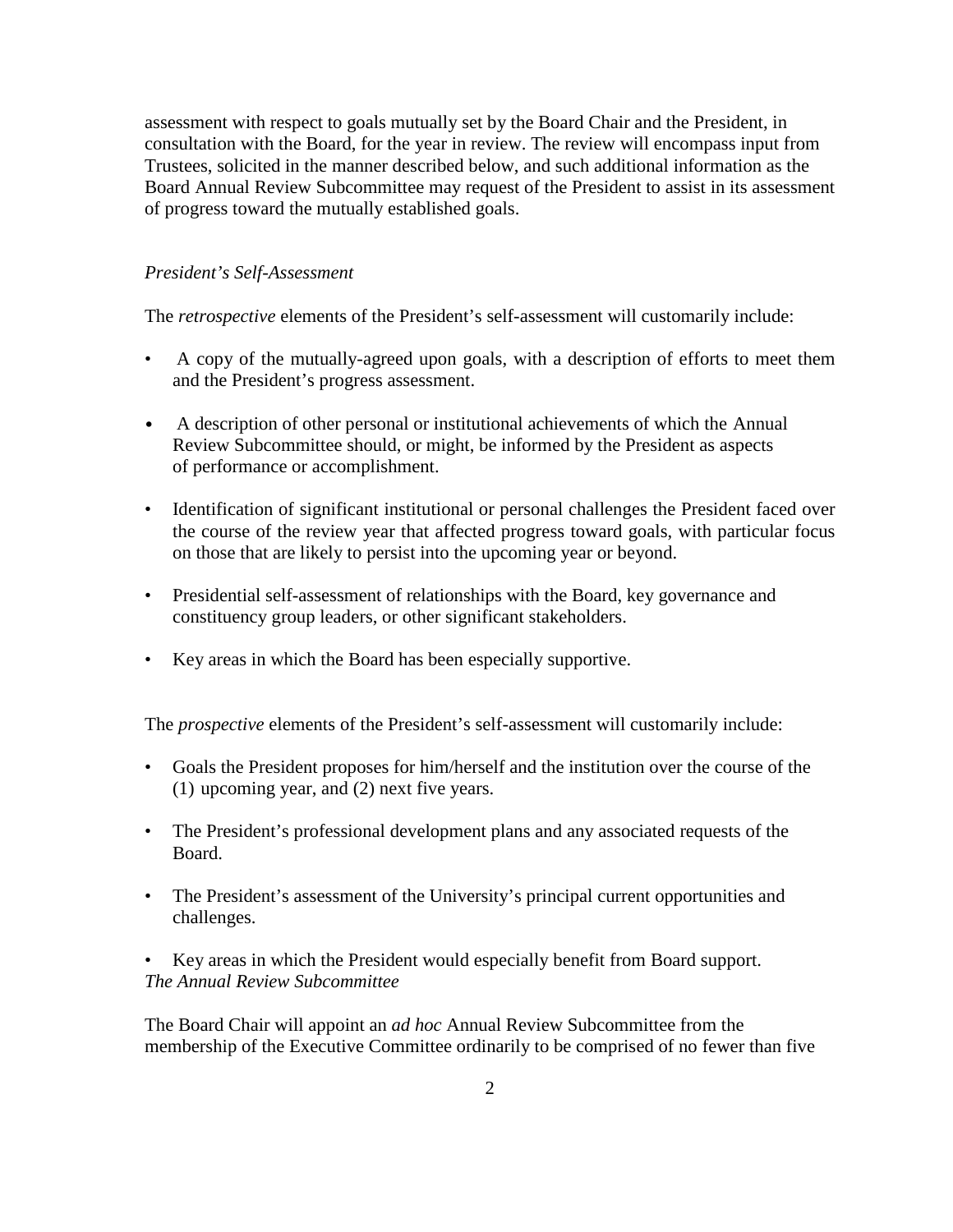assessment with respect to goals mutually set by the Board Chair and the President, in consultation with the Board, for the year in review. The review will encompass input from Trustees, solicited in the manner described below, and such additional information as the Board Annual Review Subcommittee may request of the President to assist in its assessment of progress toward the mutually established goals.

*President's Self-Assessment*

The *retrospective* elements of the President's self-assessment will customarily include:

- A copy of the mutually-agreed upon goals, with a description of efforts to meet them and the President's progress assessment.
- A description of other personal or institutional achievements of which the Annual Review Subcommittee should, or might, be informed by the President as aspects of performance or accomplishment.
- Identification of significant institutional or personal challenges the President faced over the course of the review year that affected progress toward goals, with particular focus on those that are likely to persist into the upcoming year or beyond.
- Presidential self-assessment of relationships with the Board, key governance and constituency group leaders, or other significant stakeholders.
- Key areas in which the Board has been especially supportive.

The *prospective* elements of the President's self-assessment will customarily include:

- Goals the President proposes for him/herself and the institution over the course of the (1) upcoming year, and (2) next five years.
- The President's professional development plans and any associated requests of the Board.
- The President's assessment of the University's principal current opportunities and challenges.
- Key areas in which the President would especially benefit from Board support.

*The Annual Review Subcommittee*

The Board Chair will appoint an *ad hoc* Annual Review Subcommittee from the membership of the Executive Committee ordinarily to be comprised of no fewer than five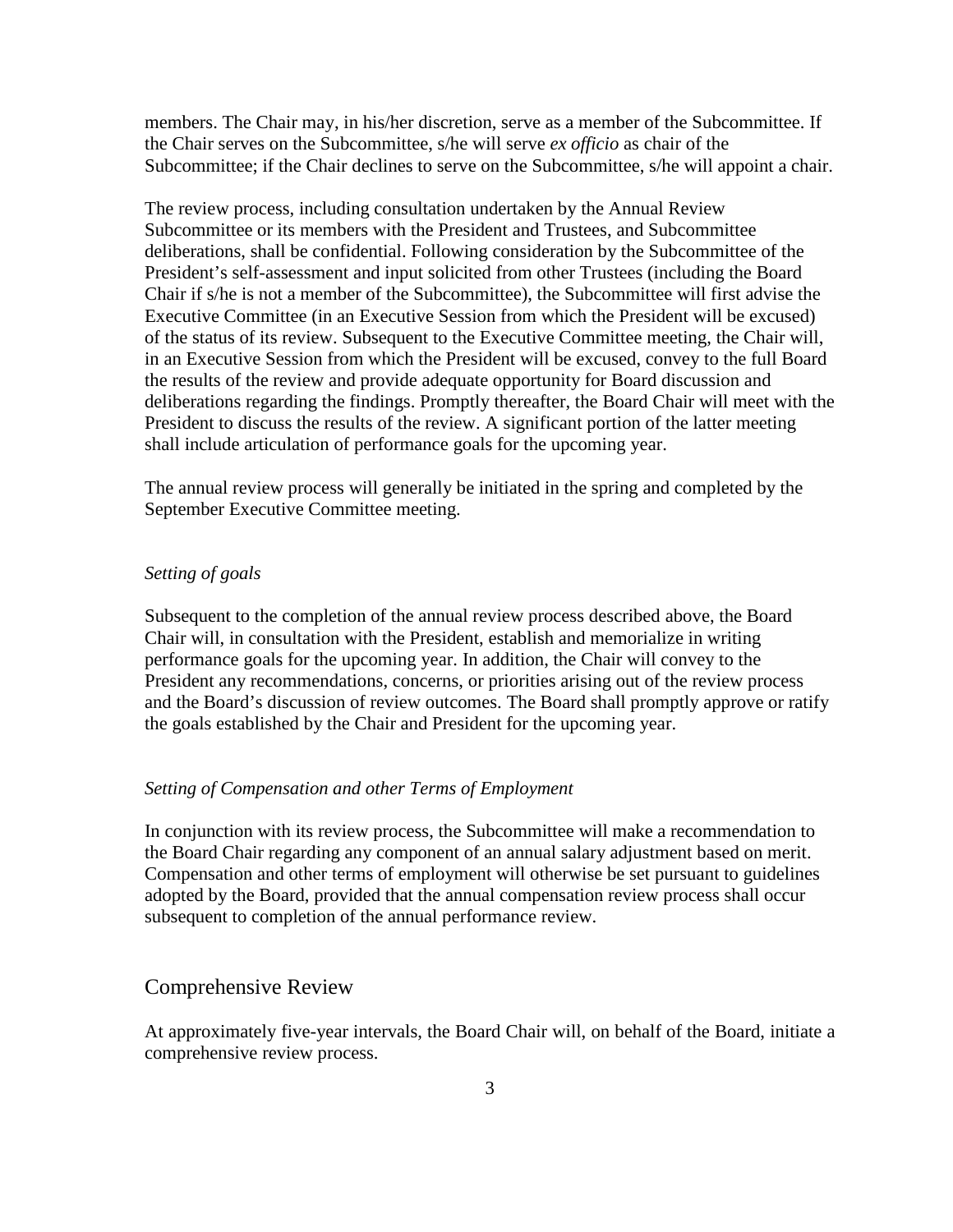members. The Chair may, in his/her discretion, serve as a member of the Subcommittee. If the Chair serves on the Subcommittee, s/he will serve *ex officio* as chair of the Subcommittee; if the Chair declines to serve on the Subcommittee, s/he will appoint a chair.

The review process, including consultation undertaken by the Annual Review Subcommittee or its members with the President and Trustees, and Subcommittee deliberations, shall be confidential. Following consideration by the Subcommittee of the President's self-assessment and input solicited from other Trustees (including the Board Chair if s/he is not a member of the Subcommittee), the Subcommittee will first advise the Executive Committee (in an Executive Session from which the President will be excused) of the status of its review. Subsequent to the Executive Committee meeting, the Chair will, in an Executive Session from which the President will be excused, convey to the full Board the results of the review and provide adequate opportunity for Board discussion and deliberations regarding the findings. Promptly thereafter, the Board Chair will meet with the President to discuss the results of the review. A significant portion of the latter meeting shall include articulation of performance goals for the upcoming year.

The annual review process will generally be initiated in the spring and completed by the September Executive Committee meeting.

### *Setting of goals*

Subsequent to the completion of the annual review process described above, the Board Chair will, in consultation with the President, establish and memorialize in writing performance goals for the upcoming year. In addition, the Chair will convey to the President any recommendations, concerns, or priorities arising out of the review process and the Board's discussion of review outcomes. The Board shall promptly approve or ratify the goals established by the Chair and President for the upcoming year.

### *Setting of Compensation and other Terms of Employment*

In conjunction with its review process, the Subcommittee will make a recommendation to the Board Chair regarding any component of an annual salary adjustment based on merit. Compensation and other terms of employment will otherwise be set pursuant to guidelines adopted by the Board, provided that the annual compensation review process shall occur subsequent to completion of the annual performance review.

## Comprehensive Review

At approximately five-year intervals, the Board Chair will, on behalf of the Board, initiate a comprehensive review process.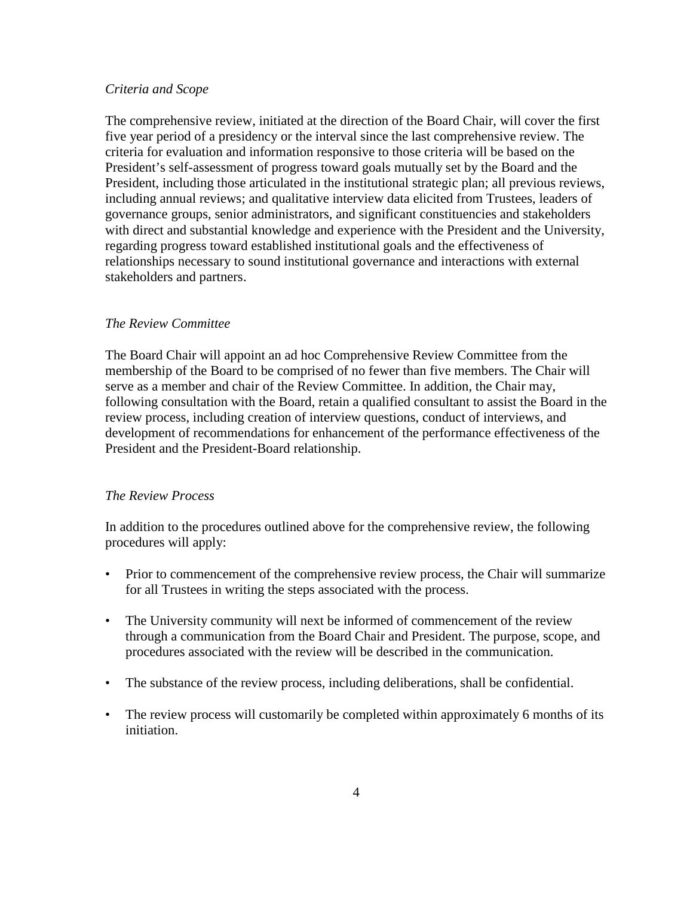*Criteria and Scope*

The comprehensive review, initiated at the direction of the Board Chair, will cover the first five year period of a presidency or the interval since the last comprehensive review. The criteria for evaluation and information responsive to those criteria will be based on the President's self-assessment of progress toward goals mutually set by the Board and the President, including those articulated in the institutional strategic plan; all previous reviews, including annual reviews; and qualitative interview data elicited from Trustees, leaders of governance groups, senior administrators, and significant constituencies and stakeholders with direct and substantial knowledge and experience with the President and the University, regarding progress toward established institutional goals and the effectiveness of relationships necessary to sound institutional governance and interactions with external stakeholders and partners.

*The Review Committee*

The Board Chair will appoint an ad hoc Comprehensive Review Committee from the membership of the Board to be comprised of no fewer than five members. The Chair will serve as a member and chair of the Review Committee. In addition, the Chair may, following consultation with the Board, retain a qualified consultant to assist the Board in the review process, including creation of interview questions, conduct of interviews, and development of recommendations for enhancement of the performance effectiveness of the President and the President-Board relationship.

*The Review Process*

In addition to the procedures outlined above for the comprehensive review, the following procedures will apply:

- Prior to commencement of the comprehensive review process, the Chair will summarize for all Trustees in writing the steps associated with the process.
- The University community will next be informed of commencement of the review through a communication from the Board Chair and President. The purpose, scope, and procedures associated with the review will be described in the communication.
- The substance of the review process, including deliberations, shall be confidential.
- The review process will customarily be completed within approximately 6 months of its initiation.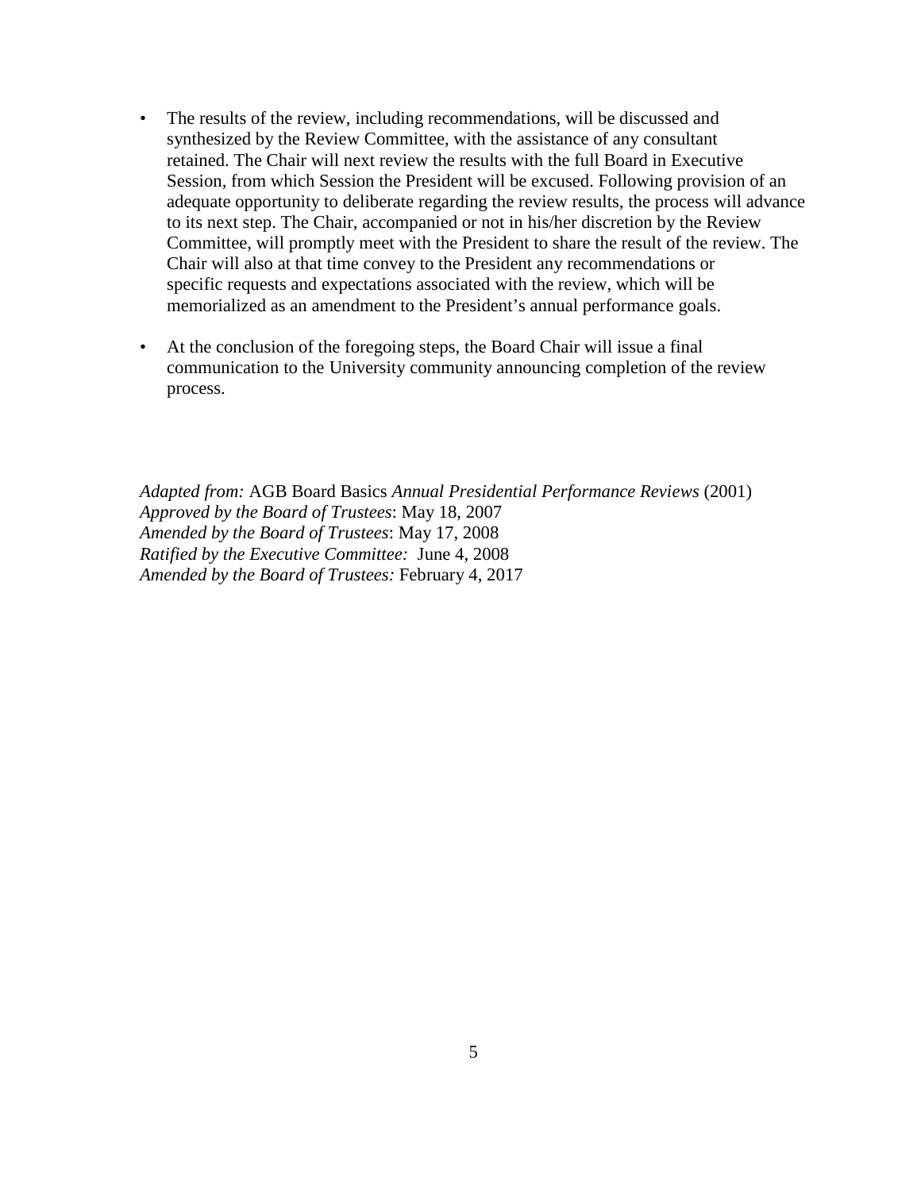- The results of the review, including recommendations, will be discussed and synthesized by the Review Committee, with the assistance of any consultant retained. The Chair will next review the results with the full Board in Executive Session, from which Session the President will be excused. Following provision of an adequate opportunity to deliberate regarding the review results, the process will advance to its next step. The Chair, accompanied or not in his/her discretion by the Review Committee, will promptly meet with the President to share the result of the review. The Chair will also at that time convey to the President any recommendations or specific requests and expectations associated with the review, which will be memorialized as an amendment to the President's annual performance goals.

- At the conclusion of the foregoing steps, the Board Chair will issue a final communication to the University community announcing completion of the review process.

*Adapted from:* AGB Board Basics *Annual Presidential Performance Reviews* (2001)
*Approved by the Board of Trustees*: May 18, 2007
*Amended by the Board of Trustees*: May 17, 2008
*Ratified by the Executive Committee:* June 4, 2008
*Amended by the Board of Trustees:* February 4, 2017